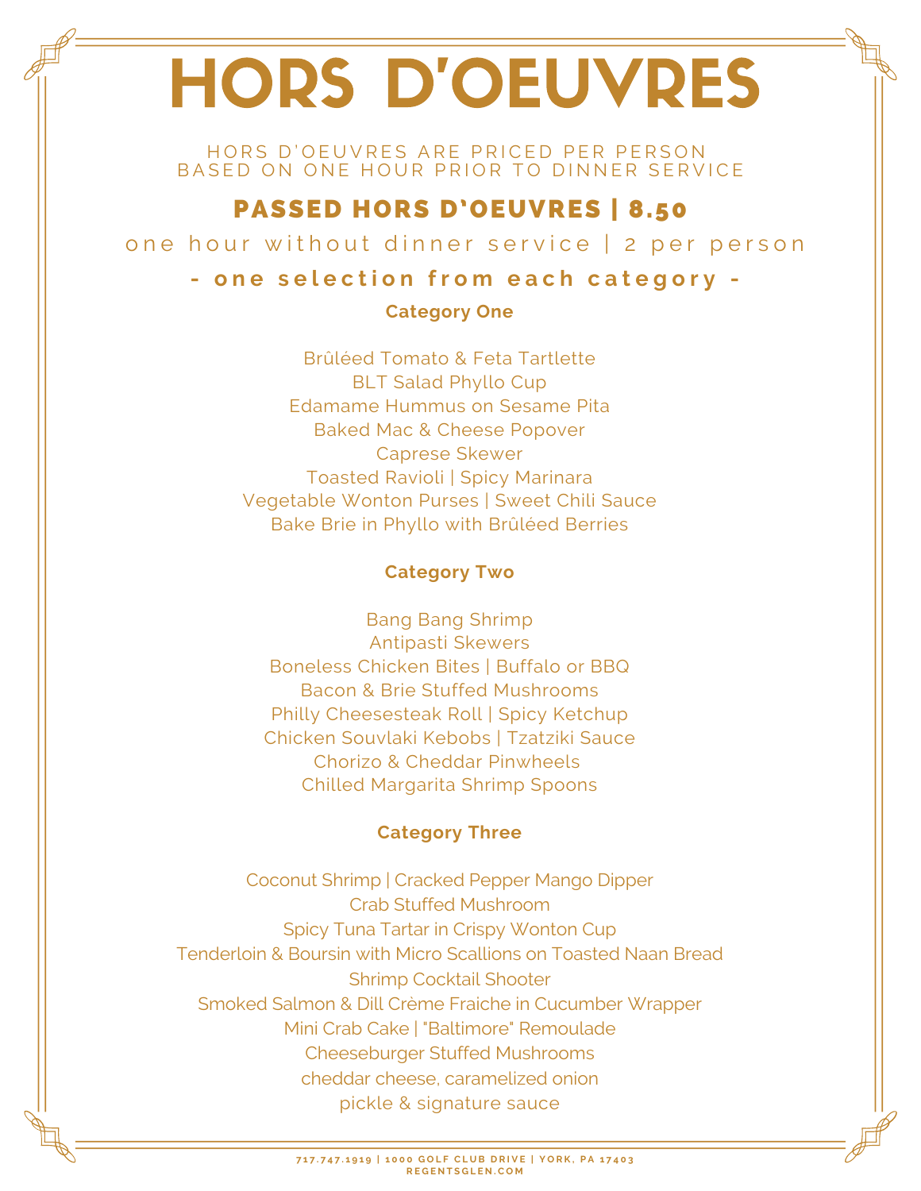# HORS D'OEUVRES

HORS D'OEUVRES ARE PRICED PER PERSON
BASED ON ONE HOUR PRIOR TO DINNER SERVICE

## PASSED HORS D'OEUVRES | 8.50

one hour without dinner service | 2 per person

**- one selection from each category -**

### Category One

Brûléed Tomato & Feta Tartlette
BLT Salad Phyllo Cup
Edamame Hummus on Sesame Pita
Baked Mac & Cheese Popover
Caprese Skewer
Toasted Ravioli | Spicy Marinara
Vegetable Wonton Purses | Sweet Chili Sauce
Bake Brie in Phyllo with Brûléed Berries

### Category Two

Bang Bang Shrimp
Antipasti Skewers
Boneless Chicken Bites | Buffalo or BBQ
Bacon & Brie Stuffed Mushrooms
Philly Cheesesteak Roll | Spicy Ketchup
Chicken Souvlaki Kebobs | Tzatziki Sauce
Chorizo & Cheddar Pinwheels
Chilled Margarita Shrimp Spoons

### Category Three

Coconut Shrimp | Cracked Pepper Mango Dipper
Crab Stuffed Mushroom
Spicy Tuna Tartar in Crispy Wonton Cup
Tenderloin & Boursin with Micro Scallions on Toasted Naan Bread
Shrimp Cocktail Shooter
Smoked Salmon & Dill Crème Fraiche in Cucumber Wrapper
Mini Crab Cake | "Baltimore" Remoulade
Cheeseburger Stuffed Mushrooms
cheddar cheese, caramelized onion
pickle & signature sauce

717.747.1919 | 1000 GOLF CLUB DRIVE | YORK, PA 17403
REGENTSGLEN.COM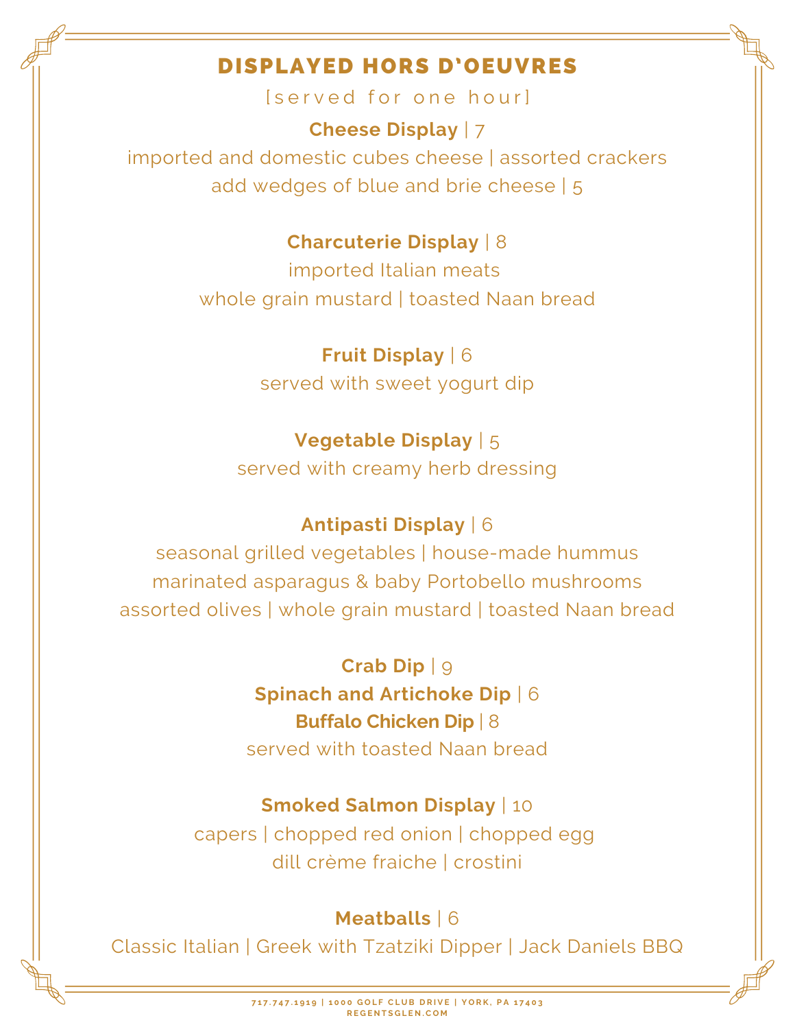# DISPLAYED HORS D'OEUVRES

[served for one hour]

**Cheese Display** | 7
imported and domestic cubes cheese | assorted crackers
add wedges of blue and brie cheese | 5

**Charcuterie Display** | 8
imported Italian meats
whole grain mustard | toasted Naan bread

**Fruit Display** | 6
served with sweet yogurt dip

**Vegetable Display** | 5
served with creamy herb dressing

**Antipasti Display** | 6
seasonal grilled vegetables | house-made hummus
marinated asparagus & baby Portobello mushrooms
assorted olives | whole grain mustard | toasted Naan bread

**Crab Dip** | 9
**Spinach and Artichoke Dip** | 6
**Buffalo Chicken Dip** | 8
served with toasted Naan bread

**Smoked Salmon Display** | 10
capers | chopped red onion | chopped egg
dill crème fraiche | crostini

**Meatballs** | 6
Classic Italian | Greek with Tzatziki Dipper | Jack Daniels BBQ

717.747.1919 | 1000 GOLF CLUB DRIVE | YORK, PA 17403
REGENTSGLEN.COM